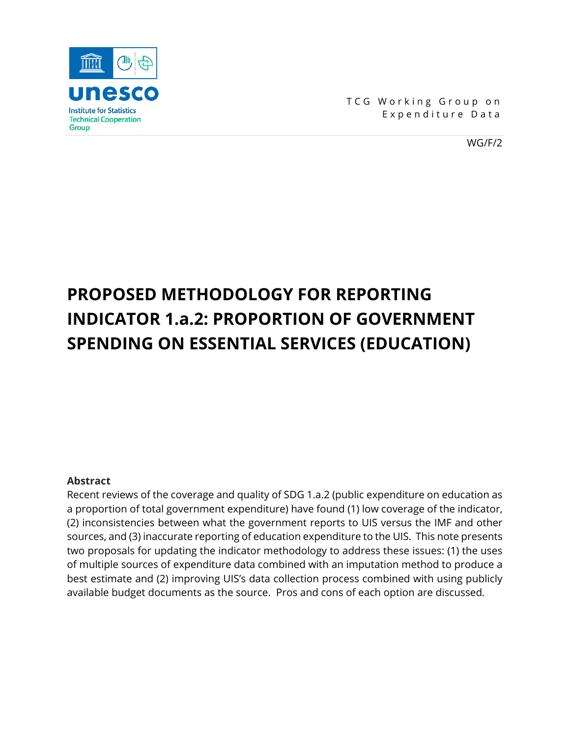unesco

Institute for Statistics
Technical Cooperation
Group

TCG Working Group on
Expenditure Data

WG/F/2

# PROPOSED METHODOLOGY FOR REPORTING INDICATOR 1.a.2: PROPORTION OF GOVERNMENT SPENDING ON ESSENTIAL SERVICES (EDUCATION)

**Abstract**

Recent reviews of the coverage and quality of SDG 1.a.2 (public expenditure on education as a proportion of total government expenditure) have found (1) low coverage of the indicator, (2) inconsistencies between what the government reports to UIS versus the IMF and other sources, and (3) inaccurate reporting of education expenditure to the UIS. This note presents two proposals for updating the indicator methodology to address these issues: (1) the uses of multiple sources of expenditure data combined with an imputation method to produce a best estimate and (2) improving UIS's data collection process combined with using publicly available budget documents as the source. Pros and cons of each option are discussed.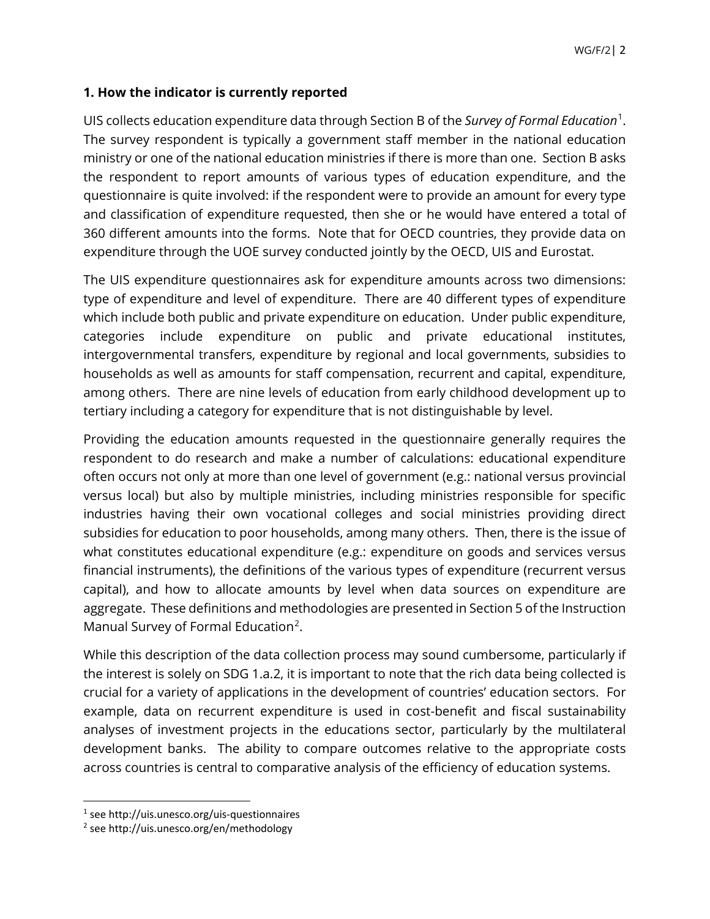## 1. How the indicator is currently reported

UIS collects education expenditure data through Section B of the *Survey of Formal Education*[1]. The survey respondent is typically a government staff member in the national education ministry or one of the national education ministries if there is more than one. Section B asks the respondent to report amounts of various types of education expenditure, and the questionnaire is quite involved: if the respondent were to provide an amount for every type and classification of expenditure requested, then she or he would have entered a total of 360 different amounts into the forms. Note that for OECD countries, they provide data on expenditure through the UOE survey conducted jointly by the OECD, UIS and Eurostat.

The UIS expenditure questionnaires ask for expenditure amounts across two dimensions: type of expenditure and level of expenditure. There are 40 different types of expenditure which include both public and private expenditure on education. Under public expenditure, categories include expenditure on public and private educational institutes, intergovernmental transfers, expenditure by regional and local governments, subsidies to households as well as amounts for staff compensation, recurrent and capital, expenditure, among others. There are nine levels of education from early childhood development up to tertiary including a category for expenditure that is not distinguishable by level.

Providing the education amounts requested in the questionnaire generally requires the respondent to do research and make a number of calculations: educational expenditure often occurs not only at more than one level of government (e.g.: national versus provincial versus local) but also by multiple ministries, including ministries responsible for specific industries having their own vocational colleges and social ministries providing direct subsidies for education to poor households, among many others. Then, there is the issue of what constitutes educational expenditure (e.g.: expenditure on goods and services versus financial instruments), the definitions of the various types of expenditure (recurrent versus capital), and how to allocate amounts by level when data sources on expenditure are aggregate. These definitions and methodologies are presented in Section 5 of the Instruction Manual Survey of Formal Education[2].

While this description of the data collection process may sound cumbersome, particularly if the interest is solely on SDG 1.a.2, it is important to note that the rich data being collected is crucial for a variety of applications in the development of countries' education sectors. For example, data on recurrent expenditure is used in cost-benefit and fiscal sustainability analyses of investment projects in the educations sector, particularly by the multilateral development banks. The ability to compare outcomes relative to the appropriate costs across countries is central to comparative analysis of the efficiency of education systems.

[1] see http://uis.unesco.org/uis-questionnaires

[2] see http://uis.unesco.org/en/methodology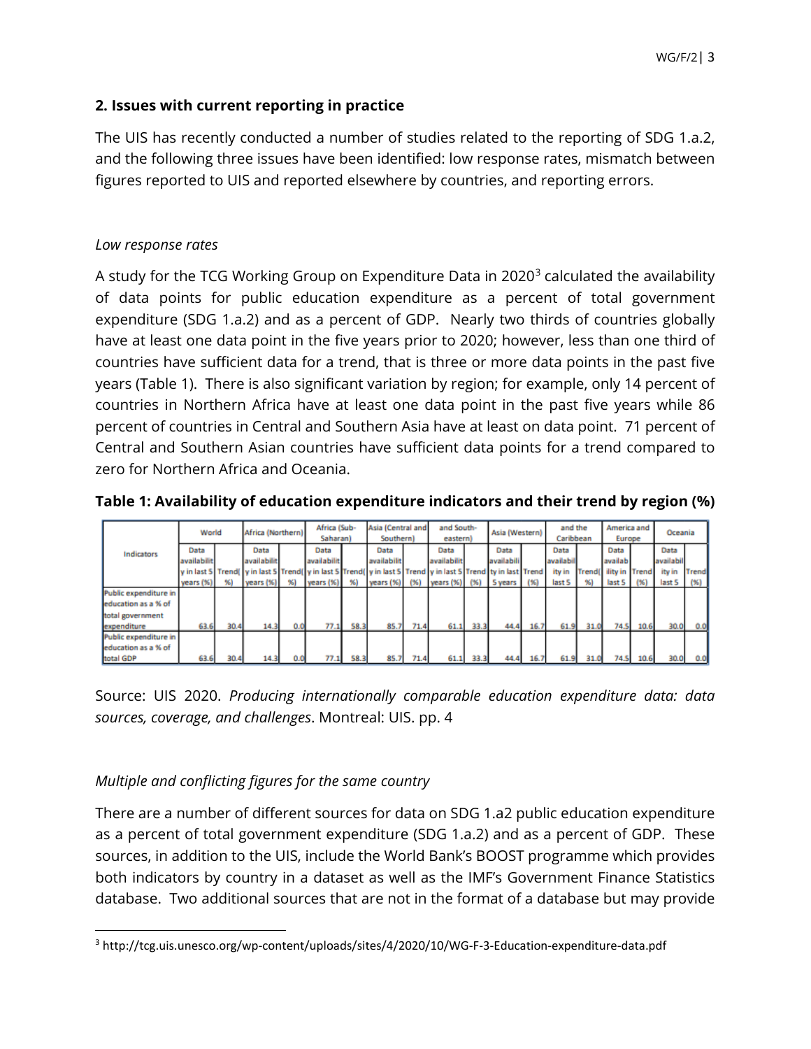## 2. Issues with current reporting in practice

The UIS has recently conducted a number of studies related to the reporting of SDG 1.a.2, and the following three issues have been identified: low response rates, mismatch between figures reported to UIS and reported elsewhere by countries, and reporting errors.

*Low response rates*

A study for the TCG Working Group on Expenditure Data in 2020[3] calculated the availability of data points for public education expenditure as a percent of total government expenditure (SDG 1.a.2) and as a percent of GDP. Nearly two thirds of countries globally have at least one data point in the five years prior to 2020; however, less than one third of countries have sufficient data for a trend, that is three or more data points in the past five years (Table 1). There is also significant variation by region; for example, only 14 percent of countries in Northern Africa have at least one data point in the past five years while 86 percent of countries in Central and Southern Asia have at least on data point. 71 percent of Central and Southern Asian countries have sufficient data points for a trend compared to zero for Northern Africa and Oceania.

**Table 1: Availability of education expenditure indicators and their trend by region (%)**

| Indicators | World | | Africa (Northern) | | Africa (Sub-Saharan) | | Asia (Central and Southern) | | and South-eastern) | | Asia (Western) | | and the Caribbean | | America and Europe | | Oceania | |
|---|---|---|---|---|---|---|---|---|---|---|---|---|---|---|---|---|---|---|
| | Data availability in last 5 years (%) | Trend(%) | Data availability in last 5 years (%) | Trend(%) | Data availability in last 5 years (%) | Trend(%) | Data availability in last 5 years (%) | Trend (%) | Data availability in last 5 years (%) | Trend (%) | Data availability in last 5 years | Trend (%) | Data availability in last 5 | Trend(%) | Data availability in last 5 | Trend (%) | Data availability in last 5 | Trend (%) |
| Public expenditure in education as a % of total government expenditure | 63.6 | 30.4 | 14.3 | 0.0 | 77.1 | 58.3 | 85.7 | 71.4 | 61.1 | 33.3 | 44.4 | 16.7 | 61.9 | 31.0 | 74.5 | 10.6 | 30.0 | 0.0 |
| Public expenditure in education as a % of total GDP | 63.6 | 30.4 | 14.3 | 0.0 | 77.1 | 58.3 | 85.7 | 71.4 | 61.1 | 33.3 | 44.4 | 16.7 | 61.9 | 31.0 | 74.5 | 10.6 | 30.0 | 0.0 |

Source: UIS 2020. *Producing internationally comparable education expenditure data: data sources, coverage, and challenges*. Montreal: UIS. pp. 4

*Multiple and conflicting figures for the same country*

There are a number of different sources for data on SDG 1.a2 public education expenditure as a percent of total government expenditure (SDG 1.a.2) and as a percent of GDP. These sources, in addition to the UIS, include the World Bank's BOOST programme which provides both indicators by country in a dataset as well as the IMF's Government Finance Statistics database. Two additional sources that are not in the format of a database but may provide

[3] http://tcg.uis.unesco.org/wp-content/uploads/sites/4/2020/10/WG-F-3-Education-expenditure-data.pdf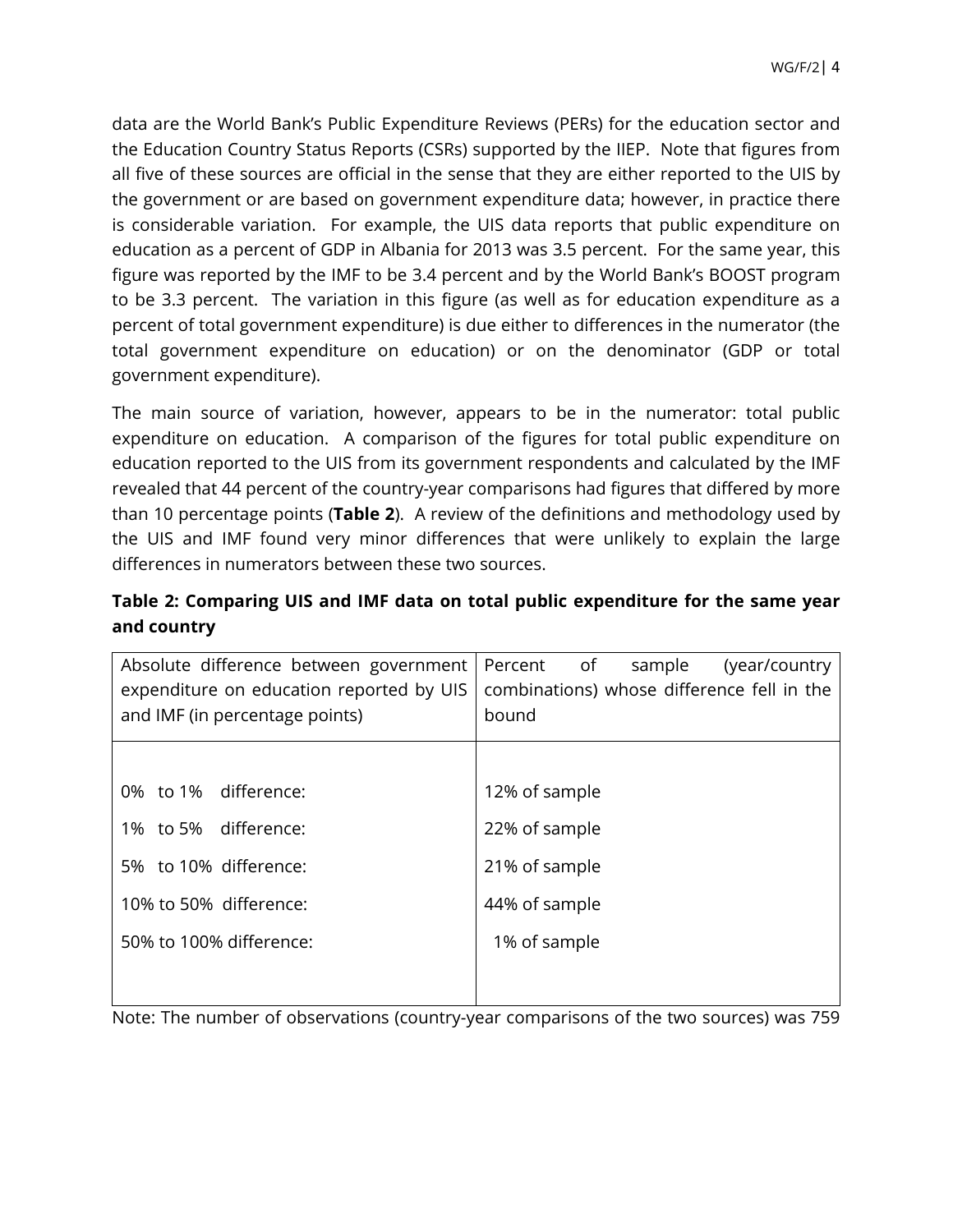data are the World Bank's Public Expenditure Reviews (PERs) for the education sector and the Education Country Status Reports (CSRs) supported by the IIEP. Note that figures from all five of these sources are official in the sense that they are either reported to the UIS by the government or are based on government expenditure data; however, in practice there is considerable variation. For example, the UIS data reports that public expenditure on education as a percent of GDP in Albania for 2013 was 3.5 percent. For the same year, this figure was reported by the IMF to be 3.4 percent and by the World Bank's BOOST program to be 3.3 percent. The variation in this figure (as well as for education expenditure as a percent of total government expenditure) is due either to differences in the numerator (the total government expenditure on education) or on the denominator (GDP or total government expenditure).

The main source of variation, however, appears to be in the numerator: total public expenditure on education. A comparison of the figures for total public expenditure on education reported to the UIS from its government respondents and calculated by the IMF revealed that 44 percent of the country-year comparisons had figures that differed by more than 10 percentage points (**Table 2**). A review of the definitions and methodology used by the UIS and IMF found very minor differences that were unlikely to explain the large differences in numerators between these two sources.

**Table 2: Comparing UIS and IMF data on total public expenditure for the same year and country**

| Absolute difference between government expenditure on education reported by UIS and IMF (in percentage points) | Percent of sample (year/country combinations) whose difference fell in the bound |
|---|---|
| 0% to 1% difference: | 12% of sample |
| 1% to 5% difference: | 22% of sample |
| 5% to 10% difference: | 21% of sample |
| 10% to 50% difference: | 44% of sample |
| 50% to 100% difference: | 1% of sample |

Note: The number of observations (country-year comparisons of the two sources) was 759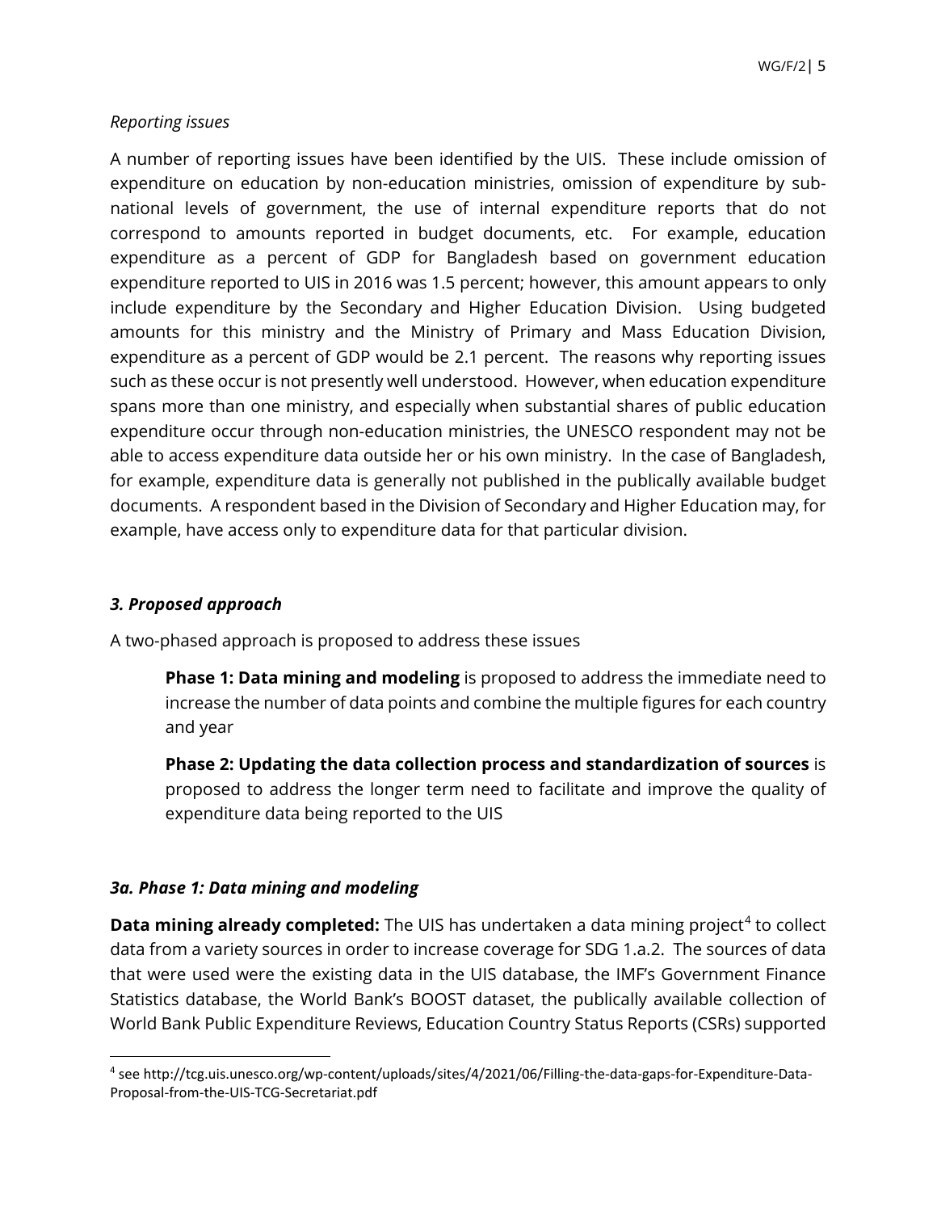*Reporting issues*

A number of reporting issues have been identified by the UIS. These include omission of expenditure on education by non-education ministries, omission of expenditure by sub-national levels of government, the use of internal expenditure reports that do not correspond to amounts reported in budget documents, etc. For example, education expenditure as a percent of GDP for Bangladesh based on government education expenditure reported to UIS in 2016 was 1.5 percent; however, this amount appears to only include expenditure by the Secondary and Higher Education Division. Using budgeted amounts for this ministry and the Ministry of Primary and Mass Education Division, expenditure as a percent of GDP would be 2.1 percent. The reasons why reporting issues such as these occur is not presently well understood. However, when education expenditure spans more than one ministry, and especially when substantial shares of public education expenditure occur through non-education ministries, the UNESCO respondent may not be able to access expenditure data outside her or his own ministry. In the case of Bangladesh, for example, expenditure data is generally not published in the publically available budget documents. A respondent based in the Division of Secondary and Higher Education may, for example, have access only to expenditure data for that particular division.

### *3. Proposed approach*

A two-phased approach is proposed to address these issues

> **Phase 1: Data mining and modeling** is proposed to address the immediate need to increase the number of data points and combine the multiple figures for each country and year
>
> **Phase 2: Updating the data collection process and standardization of sources** is proposed to address the longer term need to facilitate and improve the quality of expenditure data being reported to the UIS

### *3a. Phase 1: Data mining and modeling*

**Data mining already completed:** The UIS has undertaken a data mining project[4] to collect data from a variety sources in order to increase coverage for SDG 1.a.2. The sources of data that were used were the existing data in the UIS database, the IMF's Government Finance Statistics database, the World Bank's BOOST dataset, the publically available collection of World Bank Public Expenditure Reviews, Education Country Status Reports (CSRs) supported

---

[4] see http://tcg.uis.unesco.org/wp-content/uploads/sites/4/2021/06/Filling-the-data-gaps-for-Expenditure-Data-Proposal-from-the-UIS-TCG-Secretariat.pdf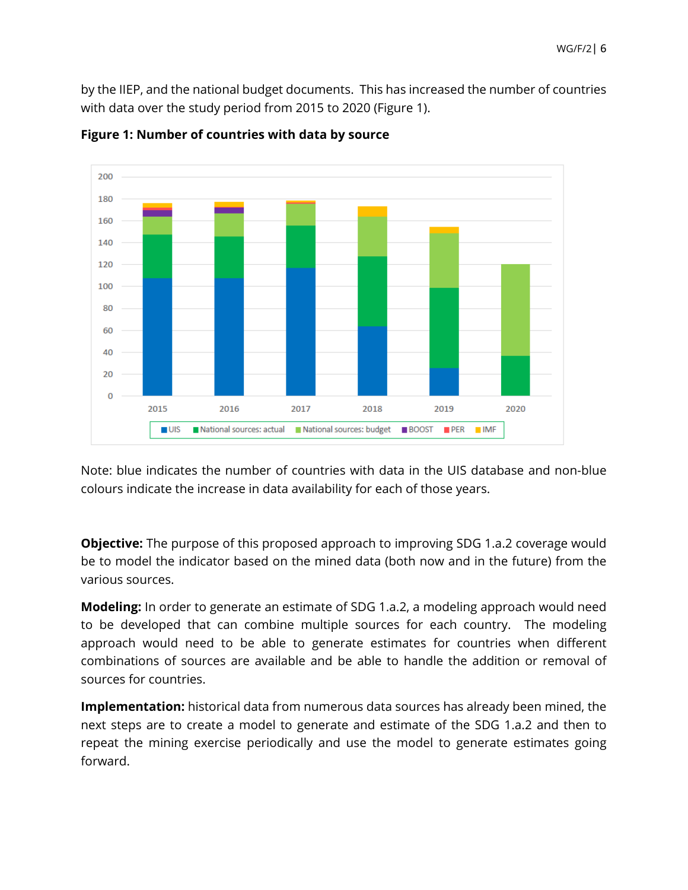by the IIEP, and the national budget documents. This has increased the number of countries with data over the study period from 2015 to 2020 (Figure 1).

**Figure 1: Number of countries with data by source**

Note: blue indicates the number of countries with data in the UIS database and non-blue colours indicate the increase in data availability for each of those years.

**Objective:** The purpose of this proposed approach to improving SDG 1.a.2 coverage would be to model the indicator based on the mined data (both now and in the future) from the various sources.

**Modeling:** In order to generate an estimate of SDG 1.a.2, a modeling approach would need to be developed that can combine multiple sources for each country. The modeling approach would need to be able to generate estimates for countries when different combinations of sources are available and be able to handle the addition or removal of sources for countries.

**Implementation:** historical data from numerous data sources has already been mined, the next steps are to create a model to generate and estimate of the SDG 1.a.2 and then to repeat the mining exercise periodically and use the model to generate estimates going forward.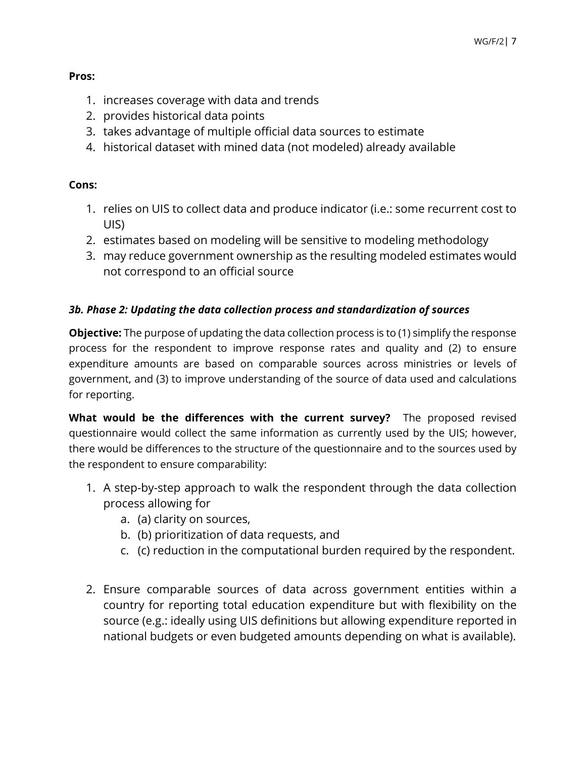**Pros:**

1. increases coverage with data and trends
2. provides historical data points
3. takes advantage of multiple official data sources to estimate
4. historical dataset with mined data (not modeled) already available

**Cons:**

1. relies on UIS to collect data and produce indicator (i.e.: some recurrent cost to UIS)
2. estimates based on modeling will be sensitive to modeling methodology
3. may reduce government ownership as the resulting modeled estimates would not correspond to an official source

### *3b. Phase 2: Updating the data collection process and standardization of sources*

**Objective:** The purpose of updating the data collection process is to (1) simplify the response process for the respondent to improve response rates and quality and (2) to ensure expenditure amounts are based on comparable sources across ministries or levels of government, and (3) to improve understanding of the source of data used and calculations for reporting.

**What would be the differences with the current survey?** The proposed revised questionnaire would collect the same information as currently used by the UIS; however, there would be differences to the structure of the questionnaire and to the sources used by the respondent to ensure comparability:

1. A step-by-step approach to walk the respondent through the data collection process allowing for
   a. (a) clarity on sources,
   b. (b) prioritization of data requests, and
   c. (c) reduction in the computational burden required by the respondent.

2. Ensure comparable sources of data across government entities within a country for reporting total education expenditure but with flexibility on the source (e.g.: ideally using UIS definitions but allowing expenditure reported in national budgets or even budgeted amounts depending on what is available).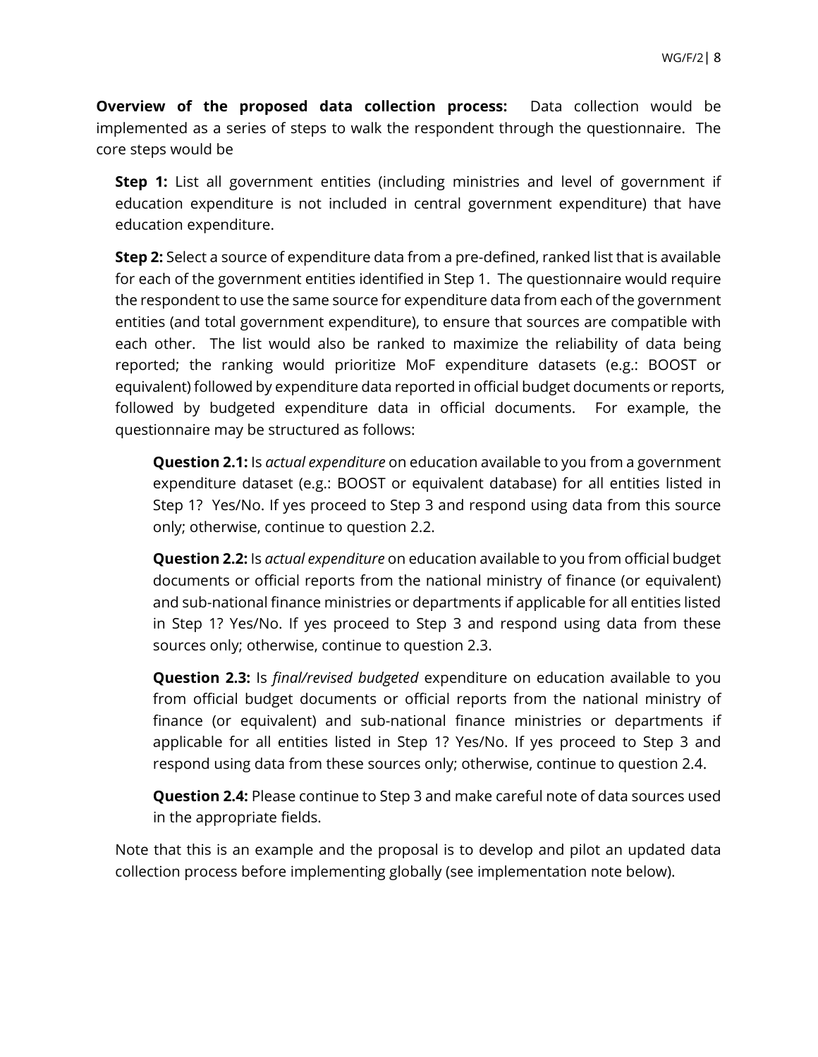**Overview of the proposed data collection process:** Data collection would be implemented as a series of steps to walk the respondent through the questionnaire. The core steps would be

**Step 1:** List all government entities (including ministries and level of government if education expenditure is not included in central government expenditure) that have education expenditure.

**Step 2:** Select a source of expenditure data from a pre-defined, ranked list that is available for each of the government entities identified in Step 1. The questionnaire would require the respondent to use the same source for expenditure data from each of the government entities (and total government expenditure), to ensure that sources are compatible with each other. The list would also be ranked to maximize the reliability of data being reported; the ranking would prioritize MoF expenditure datasets (e.g.: BOOST or equivalent) followed by expenditure data reported in official budget documents or reports, followed by budgeted expenditure data in official documents. For example, the questionnaire may be structured as follows:

> **Question 2.1:** Is *actual expenditure* on education available to you from a government expenditure dataset (e.g.: BOOST or equivalent database) for all entities listed in Step 1? Yes/No. If yes proceed to Step 3 and respond using data from this source only; otherwise, continue to question 2.2.
>
> **Question 2.2:** Is *actual expenditure* on education available to you from official budget documents or official reports from the national ministry of finance (or equivalent) and sub-national finance ministries or departments if applicable for all entities listed in Step 1? Yes/No. If yes proceed to Step 3 and respond using data from these sources only; otherwise, continue to question 2.3.
>
> **Question 2.3:** Is *final/revised budgeted* expenditure on education available to you from official budget documents or official reports from the national ministry of finance (or equivalent) and sub-national finance ministries or departments if applicable for all entities listed in Step 1? Yes/No. If yes proceed to Step 3 and respond using data from these sources only; otherwise, continue to question 2.4.
>
> **Question 2.4:** Please continue to Step 3 and make careful note of data sources used in the appropriate fields.

Note that this is an example and the proposal is to develop and pilot an updated data collection process before implementing globally (see implementation note below).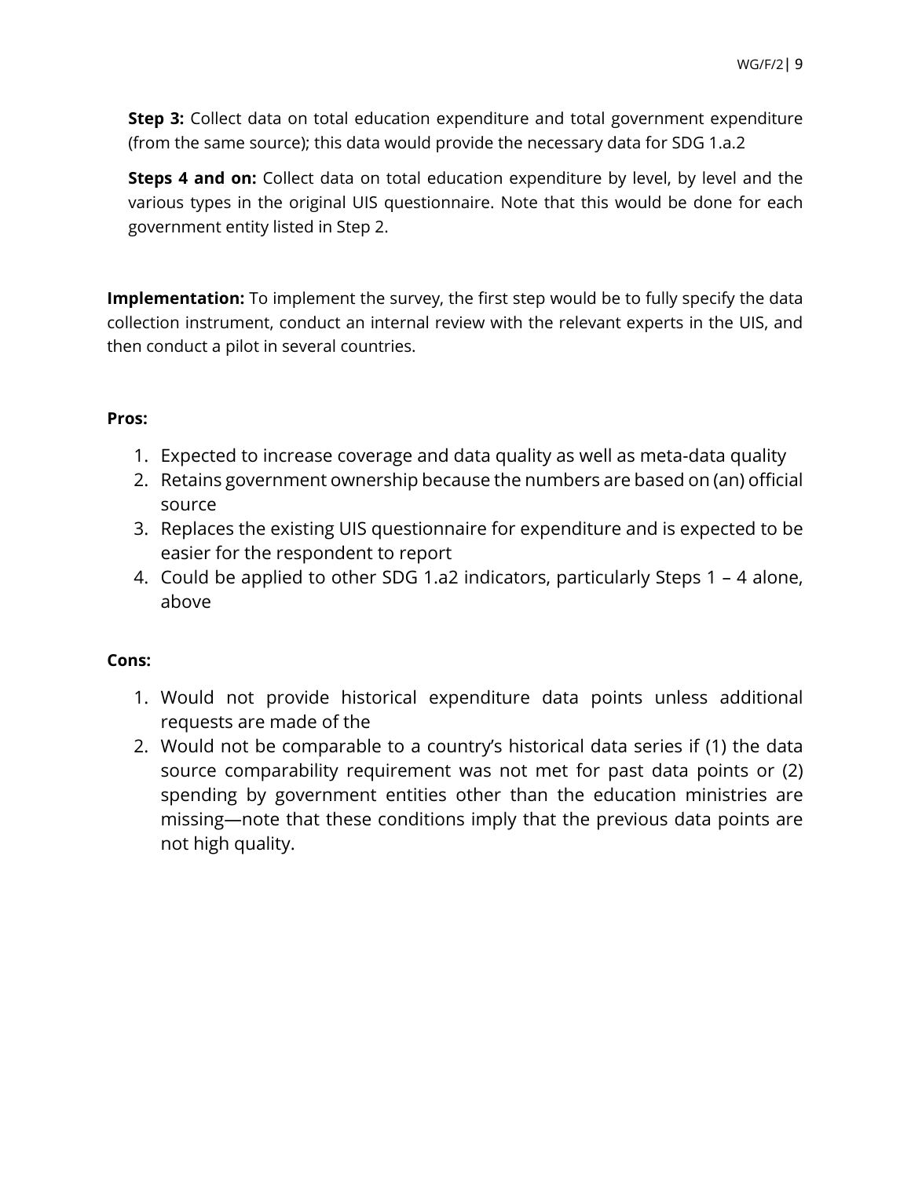**Step 3:** Collect data on total education expenditure and total government expenditure (from the same source); this data would provide the necessary data for SDG 1.a.2

**Steps 4 and on:** Collect data on total education expenditure by level, by level and the various types in the original UIS questionnaire. Note that this would be done for each government entity listed in Step 2.

**Implementation:** To implement the survey, the first step would be to fully specify the data collection instrument, conduct an internal review with the relevant experts in the UIS, and then conduct a pilot in several countries.

**Pros:**

1. Expected to increase coverage and data quality as well as meta-data quality
2. Retains government ownership because the numbers are based on (an) official source
3. Replaces the existing UIS questionnaire for expenditure and is expected to be easier for the respondent to report
4. Could be applied to other SDG 1.a2 indicators, particularly Steps 1 – 4 alone, above

**Cons:**

1. Would not provide historical expenditure data points unless additional requests are made of the
2. Would not be comparable to a country's historical data series if (1) the data source comparability requirement was not met for past data points or (2) spending by government entities other than the education ministries are missing—note that these conditions imply that the previous data points are not high quality.